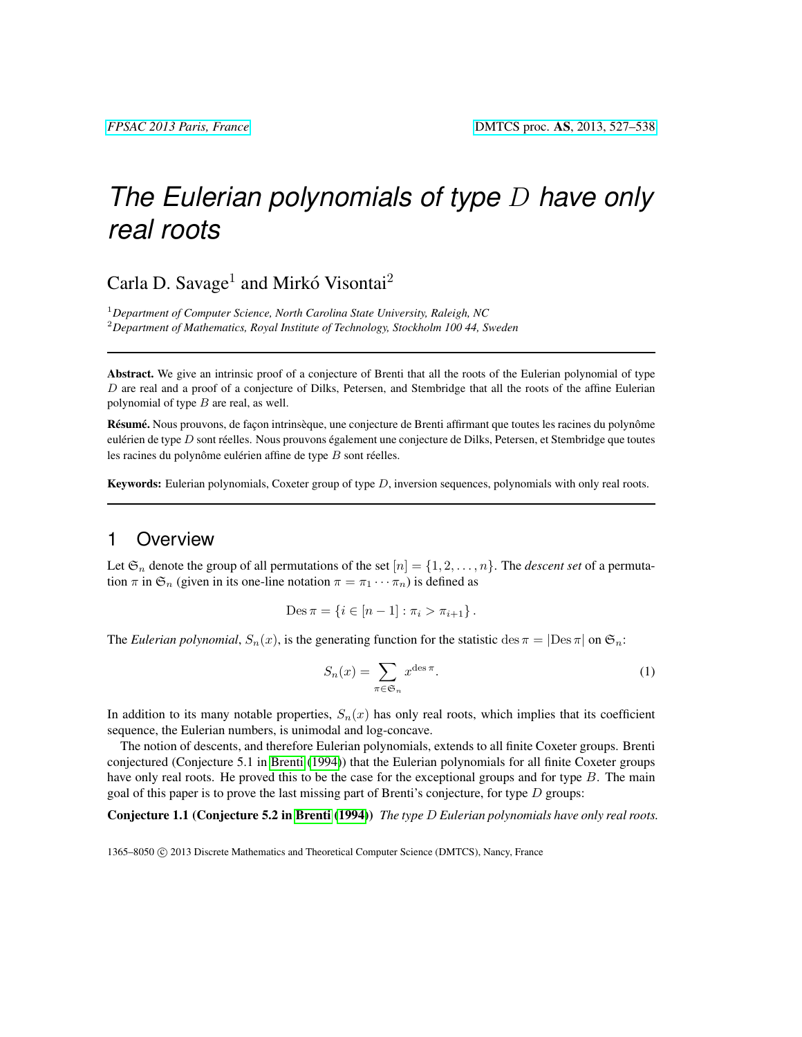# *The Eulerian polynomials of type $D$ have only real roots*

Carla D. Savage[1] and Mirkó Visontai[2]

[1] *Department of Computer Science, North Carolina State University, Raleigh, NC*
[2] *Department of Mathematics, Royal Institute of Technology, Stockholm 100 44, Sweden*

---

**Abstract.** We give an intrinsic proof of a conjecture of Brenti that all the roots of the Eulerian polynomial of type $D$ are real and a proof of a conjecture of Dilks, Petersen, and Stembridge that all the roots of the affine Eulerian polynomial of type $B$ are real, as well.

**Résumé.** Nous prouvons, de façon intrinsèque, une conjecture de Brenti affirmant que toutes les racines du polynôme eulérien de type $D$ sont réelles. Nous prouvons également une conjecture de Dilks, Petersen, et Stembridge que toutes les racines du polynôme eulérien affine de type $B$ sont réelles.

**Keywords:** Eulerian polynomials, Coxeter group of type $D$, inversion sequences, polynomials with only real roots.

---

## 1 Overview

Let $\mathfrak{S}_n$ denote the group of all permutations of the set $[n] = \{1, 2, \ldots, n\}$. The *descent set* of a permutation $\pi$ in $\mathfrak{S}_n$ (given in its one-line notation $\pi = \pi_1 \cdots \pi_n$) is defined as

$$\operatorname{Des} \pi = \{i \in [n-1] : \pi_i > \pi_{i+1}\}.$$

The *Eulerian polynomial*, $S_n(x)$, is the generating function for the statistic $\operatorname{des} \pi = |\operatorname{Des} \pi|$ on $\mathfrak{S}_n$:

$$S_n(x) = \sum_{\pi \in \mathfrak{S}_n} x^{\operatorname{des} \pi}. \tag{1}$$

In addition to its many notable properties, $S_n(x)$ has only real roots, which implies that its coefficient sequence, the Eulerian numbers, is unimodal and log-concave.

The notion of descents, and therefore Eulerian polynomials, extends to all finite Coxeter groups. Brenti conjectured (Conjecture 5.1 in Brenti (1994)) that the Eulerian polynomials for all finite Coxeter groups have only real roots. He proved this to be the case for the exceptional groups and for type $B$. The main goal of this paper is to prove the last missing part of Brenti's conjecture, for type $D$ groups:

**Conjecture 1.1 (Conjecture 5.2 in Brenti (1994))** *The type $D$ Eulerian polynomials have only real roots.*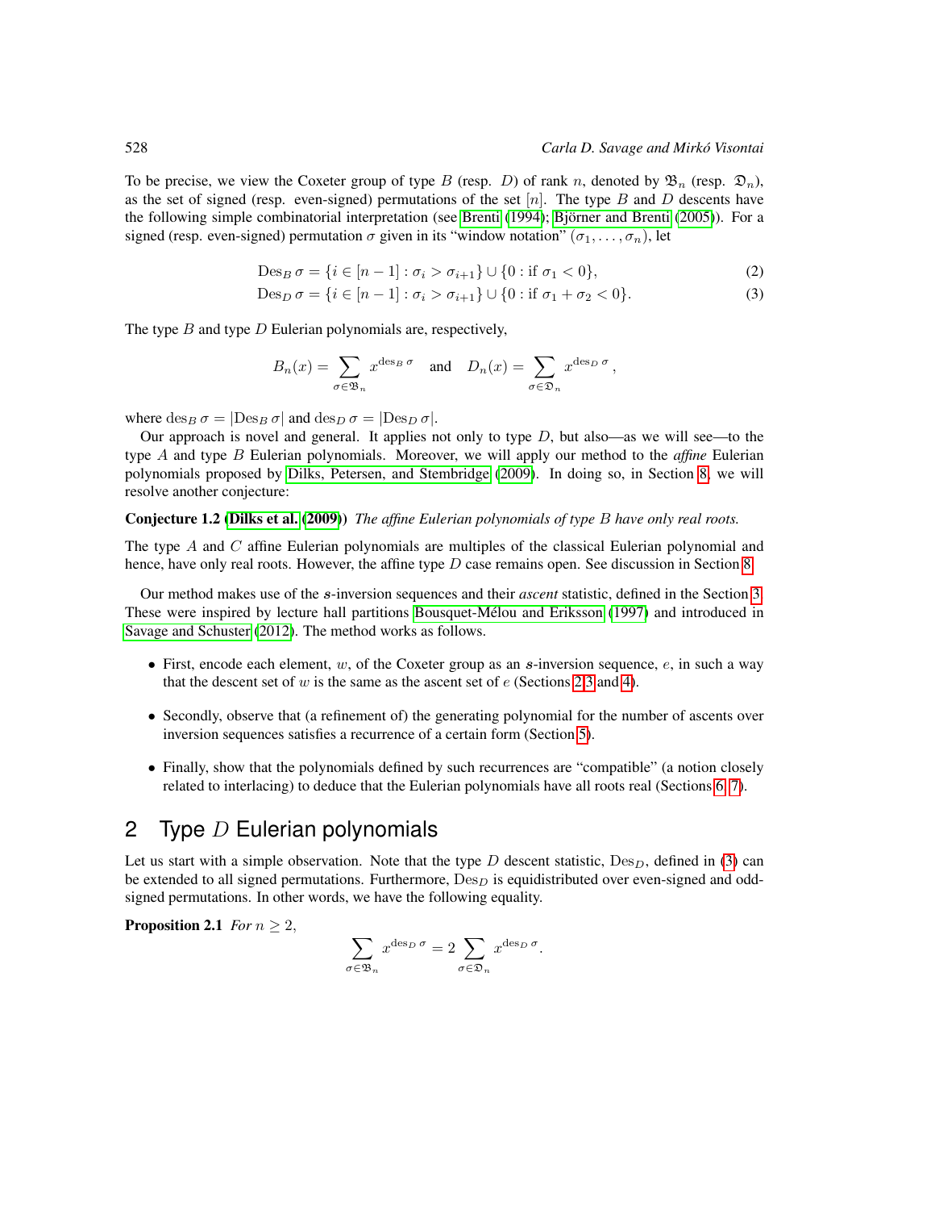To be precise, we view the Coxeter group of type $B$ (resp. $D$) of rank $n$, denoted by $\mathfrak{B}_n$ (resp. $\mathfrak{D}_n$), as the set of signed (resp. even-signed) permutations of the set $[n]$. The type $B$ and $D$ descents have the following simple combinatorial interpretation (see Brenti (1994); Björner and Brenti (2005)). For a signed (resp. even-signed) permutation $\sigma$ given in its "window notation" $(\sigma_1, \ldots, \sigma_n)$, let

$$\operatorname{Des}_B \sigma = \{i \in [n-1] : \sigma_i > \sigma_{i+1}\} \cup \{0 : \text{if } \sigma_1 < 0\}, \tag{2}$$

$$\operatorname{Des}_D \sigma = \{i \in [n-1] : \sigma_i > \sigma_{i+1}\} \cup \{0 : \text{if } \sigma_1 + \sigma_2 < 0\}. \tag{3}$$

The type $B$ and type $D$ Eulerian polynomials are, respectively,

$$B_n(x) = \sum_{\sigma \in \mathfrak{B}_n} x^{\operatorname{des}_B \sigma} \quad \text{and} \quad D_n(x) = \sum_{\sigma \in \mathfrak{D}_n} x^{\operatorname{des}_D \sigma},$$

where $\operatorname{des}_B \sigma = |\operatorname{Des}_B \sigma|$ and $\operatorname{des}_D \sigma = |\operatorname{Des}_D \sigma|$.

Our approach is novel and general. It applies not only to type $D$, but also—as we will see—to the type $A$ and type $B$ Eulerian polynomials. Moreover, we will apply our method to the *affine* Eulerian polynomials proposed by Dilks, Petersen, and Stembridge (2009). In doing so, in Section 8, we will resolve another conjecture:

**Conjecture 1.2 (Dilks et al. (2009))** *The affine Eulerian polynomials of type $B$ have only real roots.*

The type $A$ and $C$ affine Eulerian polynomials are multiples of the classical Eulerian polynomial and hence, have only real roots. However, the affine type $D$ case remains open. See discussion in Section 8.

Our method makes use of the $\boldsymbol{s}$-inversion sequences and their *ascent* statistic, defined in the Section 3. These were inspired by lecture hall partitions Bousquet-Mélou and Eriksson (1997) and introduced in Savage and Schuster (2012). The method works as follows.

- First, encode each element, $w$, of the Coxeter group as an $\boldsymbol{s}$-inversion sequence, $e$, in such a way that the descent set of $w$ is the same as the ascent set of $e$ (Sections 2,3 and 4).
- Secondly, observe that (a refinement of) the generating polynomial for the number of ascents over inversion sequences satisfies a recurrence of a certain form (Section 5).
- Finally, show that the polynomials defined by such recurrences are "compatible" (a notion closely related to interlacing) to deduce that the Eulerian polynomials have all roots real (Sections 6, 7).

## 2 Type $D$ Eulerian polynomials

Let us start with a simple observation. Note that the type $D$ descent statistic, $\operatorname{Des}_D$, defined in (3) can be extended to all signed permutations. Furthermore, $\operatorname{Des}_D$ is equidistributed over even-signed and odd-signed permutations. In other words, we have the following equality.

**Proposition 2.1** *For $n \geq 2$,*

$$\sum_{\sigma \in \mathfrak{B}_n} x^{\operatorname{des}_D \sigma} = 2 \sum_{\sigma \in \mathfrak{D}_n} x^{\operatorname{des}_D \sigma}.$$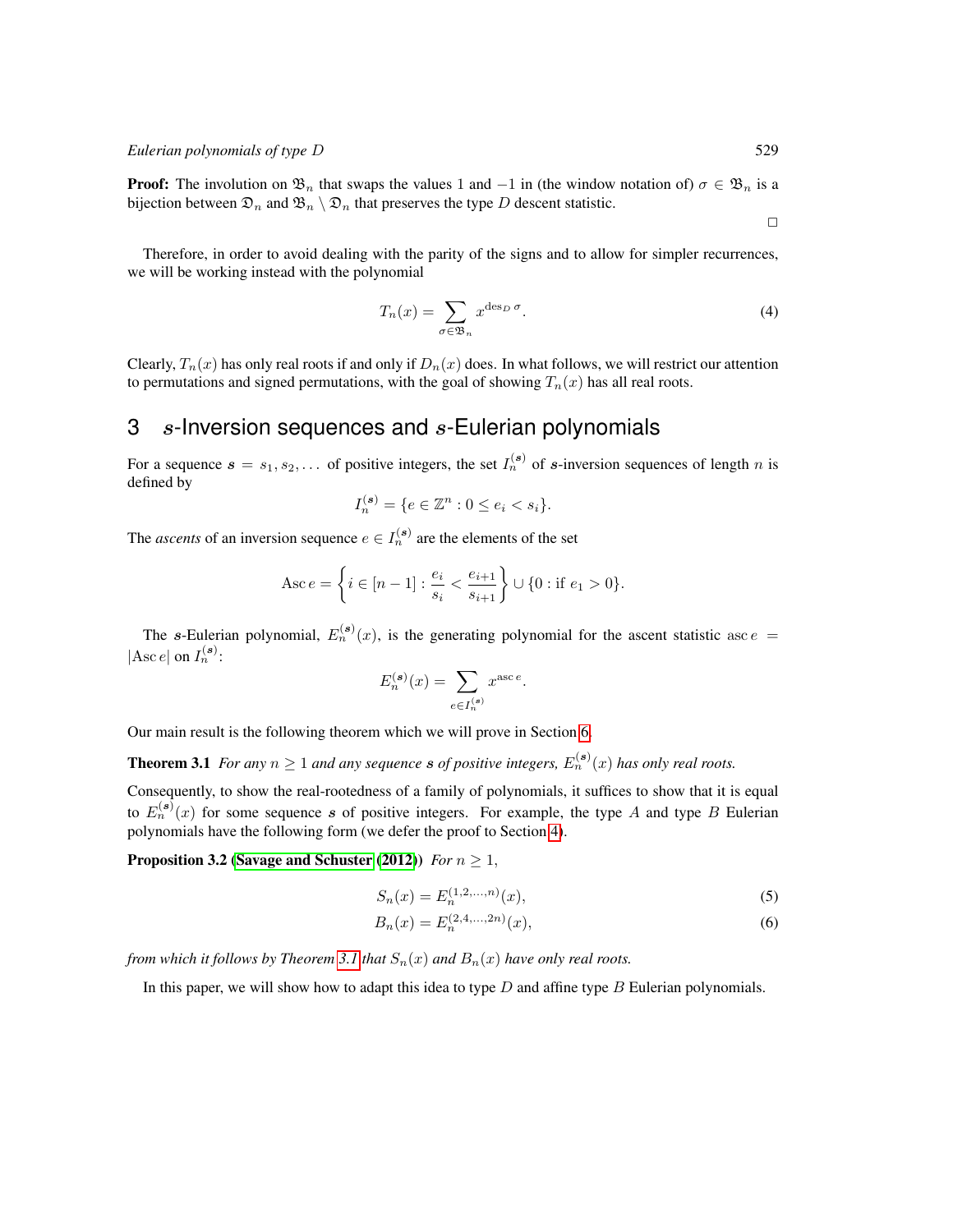**Proof:** The involution on $\mathfrak{B}_n$ that swaps the values 1 and $-1$ in (the window notation of) $\sigma \in \mathfrak{B}_n$ is a bijection between $\mathfrak{D}_n$ and $\mathfrak{B}_n \setminus \mathfrak{D}_n$ that preserves the type $D$ descent statistic.

□

Therefore, in order to avoid dealing with the parity of the signs and to allow for simpler recurrences, we will be working instead with the polynomial

$$T_n(x) = \sum_{\sigma \in \mathfrak{B}_n} x^{\operatorname{des}_D \sigma}. \tag{4}$$

Clearly, $T_n(x)$ has only real roots if and only if $D_n(x)$ does. In what follows, we will restrict our attention to permutations and signed permutations, with the goal of showing $T_n(x)$ has all real roots.

## 3 $\boldsymbol{s}$-Inversion sequences and $\boldsymbol{s}$-Eulerian polynomials

For a sequence $\boldsymbol{s} = s_1, s_2, \ldots$ of positive integers, the set $I_n^{(\boldsymbol{s})}$ of $\boldsymbol{s}$-inversion sequences of length $n$ is defined by

$$I_n^{(\boldsymbol{s})} = \{e \in \mathbb{Z}^n : 0 \leq e_i < s_i\}.$$

The *ascents* of an inversion sequence $e \in I_n^{(\boldsymbol{s})}$ are the elements of the set

$$\operatorname{Asc} e = \left\{ i \in [n-1] : \frac{e_i}{s_i} < \frac{e_{i+1}}{s_{i+1}} \right\} \cup \{0 : \text{if } e_1 > 0\}.$$

The $\boldsymbol{s}$-Eulerian polynomial, $E_n^{(\boldsymbol{s})}(x)$, is the generating polynomial for the ascent statistic $\operatorname{asc} e = |\operatorname{Asc} e|$ on $I_n^{(\boldsymbol{s})}$:

$$E_n^{(\boldsymbol{s})}(x) = \sum_{e \in I_n^{(\boldsymbol{s})}} x^{\operatorname{asc} e}.$$

Our main result is the following theorem which we will prove in Section 6.

**Theorem 3.1** *For any $n \geq 1$ and any sequence $\boldsymbol{s}$ of positive integers, $E_n^{(\boldsymbol{s})}(x)$ has only real roots.*

Consequently, to show the real-rootedness of a family of polynomials, it suffices to show that it is equal to $E_n^{(\boldsymbol{s})}(x)$ for some sequence $\boldsymbol{s}$ of positive integers. For example, the type $A$ and type $B$ Eulerian polynomials have the following form (we defer the proof to Section 4).

**Proposition 3.2 (Savage and Schuster (2012))** *For $n \geq 1$,*

$$S_n(x) = E_n^{(1,2,\ldots,n)}(x), \tag{5}$$

$$B_n(x) = E_n^{(2,4,\ldots,2n)}(x), \tag{6}$$

*from which it follows by Theorem 3.1 that $S_n(x)$ and $B_n(x)$ have only real roots.*

In this paper, we will show how to adapt this idea to type $D$ and affine type $B$ Eulerian polynomials.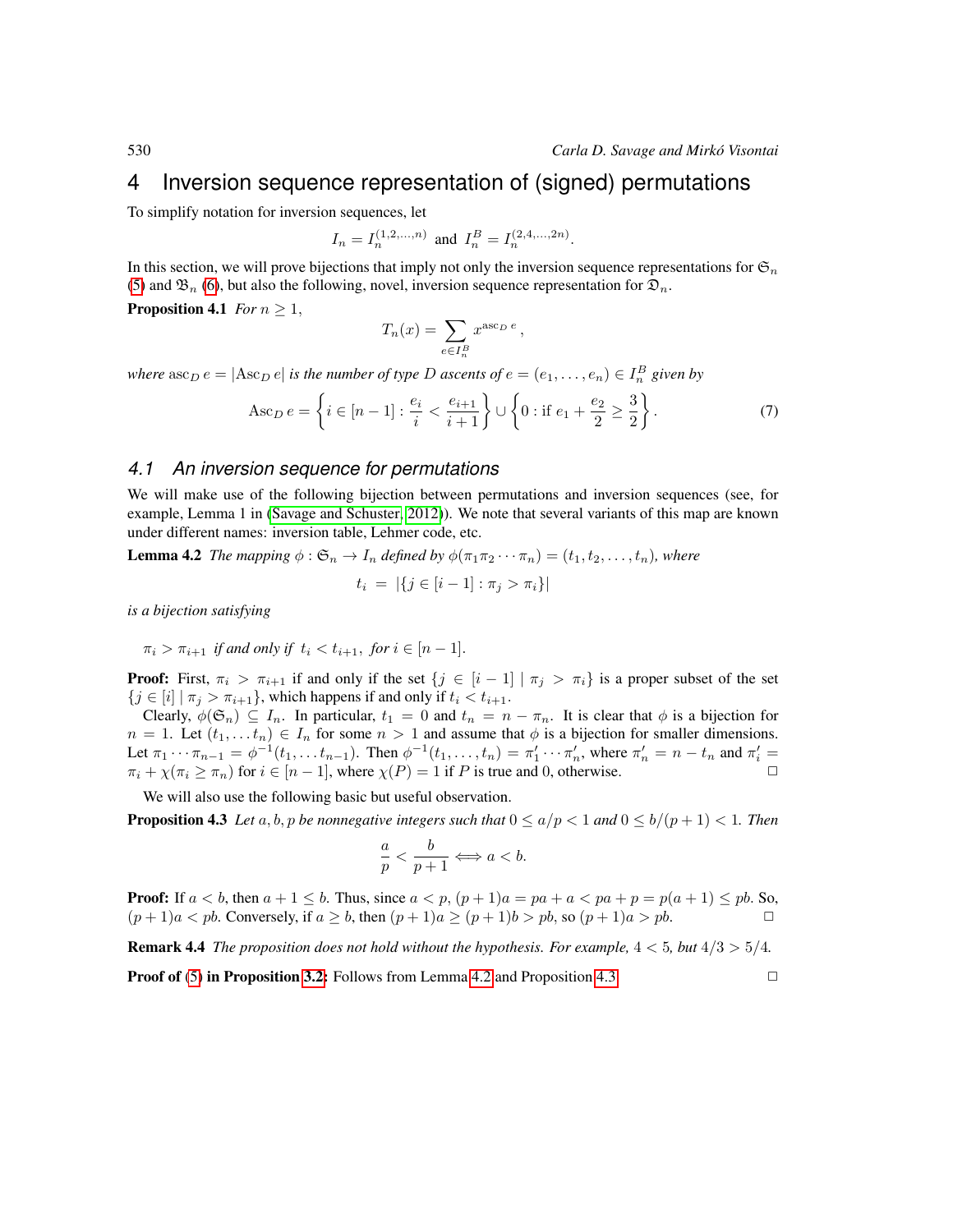# 4 Inversion sequence representation of (signed) permutations

To simplify notation for inversion sequences, let

$$I_n = I_n^{(1,2,\ldots,n)} \text{ and } I_n^B = I_n^{(2,4,\ldots,2n)}.$$

In this section, we will prove bijections that imply not only the inversion sequence representations for $\mathfrak{S}_n$ (5) and $\mathfrak{B}_n$ (6), but also the following, novel, inversion sequence representation for $\mathfrak{D}_n$.

**Proposition 4.1** *For $n \geq 1$,*

$$T_n(x) = \sum_{e \in I_n^B} x^{\operatorname{asc}_D e},$$

*where $\operatorname{asc}_D e = |\operatorname{Asc}_D e|$ is the number of type $D$ ascents of $e = (e_1, \ldots, e_n) \in I_n^B$ given by*

$$\operatorname{Asc}_D e = \left\{ i \in [n-1] : \frac{e_i}{i} < \frac{e_{i+1}}{i+1} \right\} \cup \left\{ 0 : \text{if } e_1 + \frac{e_2}{2} \geq \frac{3}{2} \right\}. \tag{7}$$

## 4.1 An inversion sequence for permutations

We will make use of the following bijection between permutations and inversion sequences (see, for example, Lemma 1 in (Savage and Schuster, 2012)). We note that several variants of this map are known under different names: inversion table, Lehmer code, etc.

**Lemma 4.2** *The mapping $\phi : \mathfrak{S}_n \to I_n$ defined by $\phi(\pi_1\pi_2\cdots\pi_n) = (t_1, t_2, \ldots, t_n)$, where*

$$t_i \;=\; |\{j \in [i-1] : \pi_j > \pi_i\}|$$

*is a bijection satisfying*

$\pi_i > \pi_{i+1}$ *if and only if* $t_i < t_{i+1}$, *for* $i \in [n-1]$.

**Proof:** First, $\pi_i > \pi_{i+1}$ if and only if the set $\{j \in [i-1] \mid \pi_j > \pi_i\}$ is a proper subset of the set $\{j \in [i] \mid \pi_j > \pi_{i+1}\}$, which happens if and only if $t_i < t_{i+1}$.

Clearly, $\phi(\mathfrak{S}_n) \subseteq I_n$. In particular, $t_1 = 0$ and $t_n = n - \pi_n$. It is clear that $\phi$ is a bijection for $n = 1$. Let $(t_1, \ldots t_n) \in I_n$ for some $n > 1$ and assume that $\phi$ is a bijection for smaller dimensions. Let $\pi_1 \cdots \pi_{n-1} = \phi^{-1}(t_1, \ldots t_{n-1})$. Then $\phi^{-1}(t_1, \ldots, t_n) = \pi_1' \cdots \pi_n'$, where $\pi_n' = n - t_n$ and $\pi_i' = \pi_i + \chi(\pi_i \geq \pi_n)$ for $i \in [n-1]$, where $\chi(P) = 1$ if $P$ is true and $0$, otherwise. $\Box$

We will also use the following basic but useful observation.

**Proposition 4.3** *Let $a, b, p$ be nonnegative integers such that $0 \leq a/p < 1$ and $0 \leq b/(p+1) < 1$. Then*

$$\frac{a}{p} < \frac{b}{p+1} \iff a < b.$$

**Proof:** If $a < b$, then $a + 1 \leq b$. Thus, since $a < p$, $(p+1)a = pa + a < pa + p = p(a+1) \leq pb$. So, $(p+1)a < pb$. Conversely, if $a \geq b$, then $(p+1)a \geq (p+1)b > pb$, so $(p+1)a > pb$. $\Box$

**Remark 4.4** *The proposition does not hold without the hypothesis. For example, $4 < 5$, but $4/3 > 5/4$.*

**Proof of (5) in Proposition 3.2:** Follows from Lemma 4.2 and Proposition 4.3. $\Box$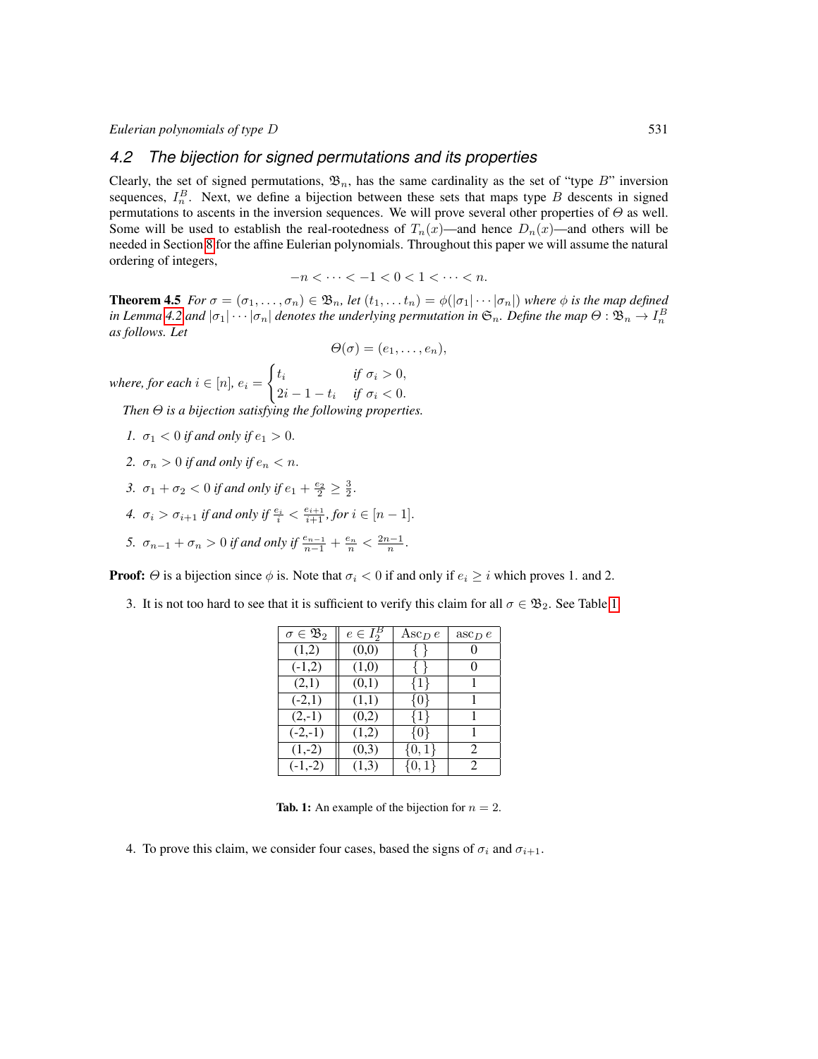### 4.2 The bijection for signed permutations and its properties

Clearly, the set of signed permutations, $\mathfrak{B}_n$, has the same cardinality as the set of "type $B$" inversion sequences, $I_n^B$. Next, we define a bijection between these sets that maps type $B$ descents in signed permutations to ascents in the inversion sequences. We will prove several other properties of $\Theta$ as well. Some will be used to establish the real-rootedness of $T_n(x)$—and hence $D_n(x)$—and others will be needed in Section 8 for the affine Eulerian polynomials. Throughout this paper we will assume the natural ordering of integers,

$$-n < \cdots < -1 < 0 < 1 < \cdots < n.$$

**Theorem 4.5** *For $\sigma = (\sigma_1, \ldots, \sigma_n) \in \mathfrak{B}_n$, let $(t_1, \ldots t_n) = \phi(|\sigma_1| \cdots |\sigma_n|)$ where $\phi$ is the map defined in Lemma 4.2 and $|\sigma_1| \cdots |\sigma_n|$ denotes the underlying permutation in $\mathfrak{S}_n$. Define the map $\Theta : \mathfrak{B}_n \to I_n^B$ as follows. Let*

$$\Theta(\sigma) = (e_1, \ldots, e_n),$$

*where, for each $i \in [n]$, $e_i = \begin{cases} t_i & \text{if } \sigma_i > 0, \\ 2i - 1 - t_i & \text{if } \sigma_i < 0. \end{cases}$*

*Then $\Theta$ is a bijection satisfying the following properties.*

1. *$\sigma_1 < 0$ if and only if $e_1 > 0$.*
2. *$\sigma_n > 0$ if and only if $e_n < n$.*
3. *$\sigma_1 + \sigma_2 < 0$ if and only if $e_1 + \frac{e_2}{2} \geq \frac{3}{2}$.*
4. *$\sigma_i > \sigma_{i+1}$ if and only if $\frac{e_i}{i} < \frac{e_{i+1}}{i+1}$, for $i \in [n-1]$.*
5. *$\sigma_{n-1} + \sigma_n > 0$ if and only if $\frac{e_{n-1}}{n-1} + \frac{e_n}{n} < \frac{2n-1}{n}$.*

**Proof:** $\Theta$ is a bijection since $\phi$ is. Note that $\sigma_i < 0$ if and only if $e_i \geq i$ which proves 1. and 2.

3. It is not too hard to see that it is sufficient to verify this claim for all $\sigma \in \mathfrak{B}_2$. See Table 1.

| $\sigma \in \mathfrak{B}_2$ | $e \in I_2^B$ | $\operatorname{Asc}_D e$ | $\operatorname{asc}_D e$ |
|---|---|---|---|
| (1,2) | (0,0) | $\{\}$ | 0 |
| (-1,2) | (1,0) | $\{\}$ | 0 |
| (2,1) | (0,1) | $\{1\}$ | 1 |
| (-2,1) | (1,1) | $\{0\}$ | 1 |
| (2,-1) | (0,2) | $\{1\}$ | 1 |
| (-2,-1) | (1,2) | $\{0\}$ | 1 |
| (1,-2) | (0,3) | $\{0,1\}$ | 2 |
| (-1,-2) | (1,3) | $\{0,1\}$ | 2 |

**Tab. 1:** An example of the bijection for $n = 2$.

4. To prove this claim, we consider four cases, based the signs of $\sigma_i$ and $\sigma_{i+1}$.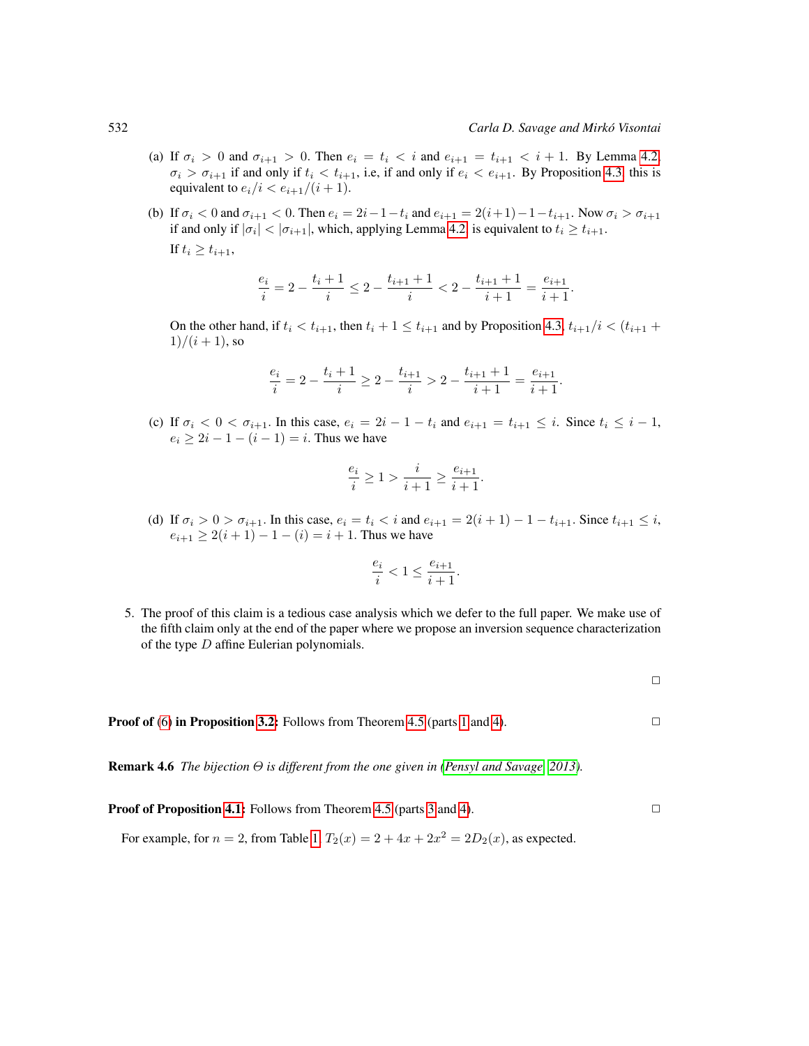(a) If $\sigma_i > 0$ and $\sigma_{i+1} > 0$. Then $e_i = t_i < i$ and $e_{i+1} = t_{i+1} < i+1$. By Lemma 4.2, $\sigma_i > \sigma_{i+1}$ if and only if $t_i < t_{i+1}$, i.e, if and only if $e_i < e_{i+1}$. By Proposition 4.3, this is equivalent to $e_i/i < e_{i+1}/(i+1)$.

(b) If $\sigma_i < 0$ and $\sigma_{i+1} < 0$. Then $e_i = 2i-1-t_i$ and $e_{i+1} = 2(i+1)-1-t_{i+1}$. Now $\sigma_i > \sigma_{i+1}$ if and only if $|\sigma_i| < |\sigma_{i+1}|$, which, applying Lemma 4.2, is equivalent to $t_i \geq t_{i+1}$.

If $t_i \geq t_{i+1}$,

$$\frac{e_i}{i} = 2 - \frac{t_i+1}{i} \leq 2 - \frac{t_{i+1}+1}{i} < 2 - \frac{t_{i+1}+1}{i+1} = \frac{e_{i+1}}{i+1}.$$

On the other hand, if $t_i < t_{i+1}$, then $t_i + 1 \leq t_{i+1}$ and by Proposition 4.3, $t_{i+1}/i < (t_{i+1}+1)/(i+1)$, so

$$\frac{e_i}{i} = 2 - \frac{t_i+1}{i} \geq 2 - \frac{t_{i+1}}{i} > 2 - \frac{t_{i+1}+1}{i+1} = \frac{e_{i+1}}{i+1}.$$

(c) If $\sigma_i < 0 < \sigma_{i+1}$. In this case, $e_i = 2i-1-t_i$ and $e_{i+1} = t_{i+1} \leq i$. Since $t_i \leq i-1$, $e_i \geq 2i-1-(i-1) = i$. Thus we have

$$\frac{e_i}{i} \geq 1 > \frac{i}{i+1} \geq \frac{e_{i+1}}{i+1}.$$

(d) If $\sigma_i > 0 > \sigma_{i+1}$. In this case, $e_i = t_i < i$ and $e_{i+1} = 2(i+1)-1-t_{i+1}$. Since $t_{i+1} \leq i$, $e_{i+1} \geq 2(i+1)-1-(i) = i+1$. Thus we have

$$\frac{e_i}{i} < 1 \leq \frac{e_{i+1}}{i+1}.$$

5. The proof of this claim is a tedious case analysis which we defer to the full paper. We make use of the fifth claim only at the end of the paper where we propose an inversion sequence characterization of the type $D$ affine Eulerian polynomials.

□

**Proof of (6) in Proposition 3.2:** Follows from Theorem 4.5 (parts 1 and 4). □

**Remark 4.6** *The bijection $\Theta$ is different from the one given in (Pensyl and Savage, 2013).*

**Proof of Proposition 4.1:** Follows from Theorem 4.5 (parts 3 and 4). □

For example, for $n = 2$, from Table 1, $T_2(x) = 2 + 4x + 2x^2 = 2D_2(x)$, as expected.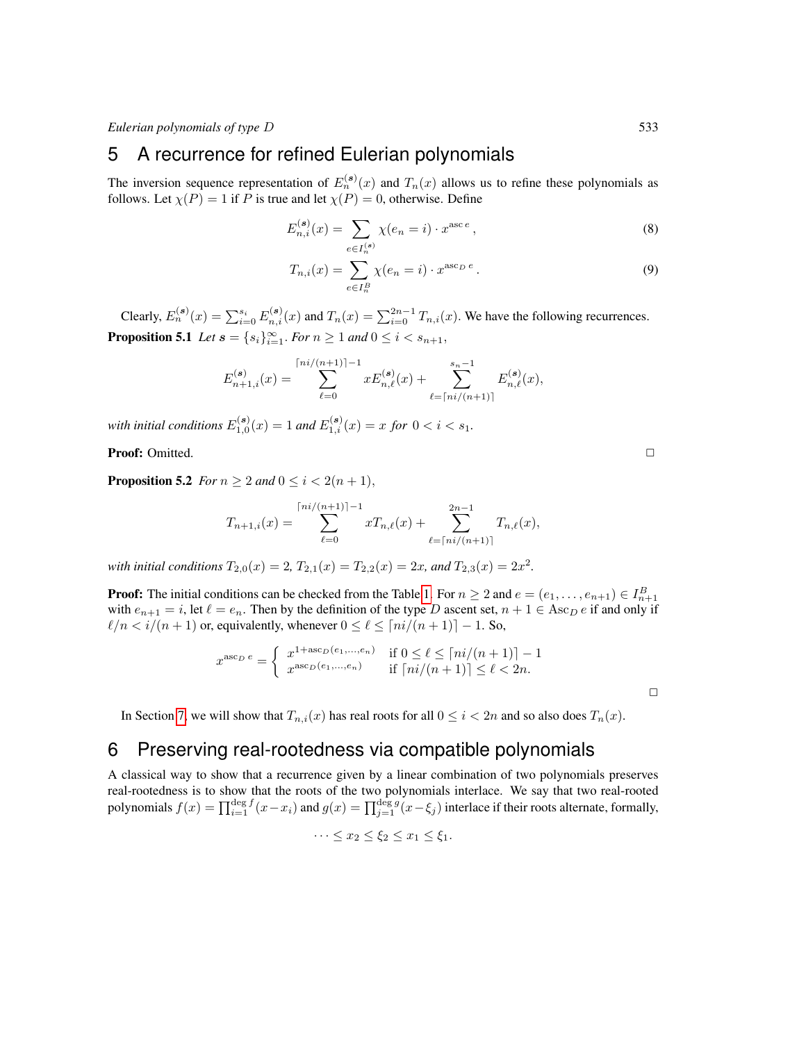## 5 A recurrence for refined Eulerian polynomials

The inversion sequence representation of $E_n^{(\boldsymbol{s})}(x)$ and $T_n(x)$ allows us to refine these polynomials as follows. Let $\chi(P) = 1$ if $P$ is true and let $\chi(P) = 0$, otherwise. Define

$$E_{n,i}^{(\boldsymbol{s})}(x) = \sum_{e \in I_n^{(\boldsymbol{s})}} \chi(e_n = i) \cdot x^{\operatorname{asc} e}, \tag{8}$$

$$T_{n,i}(x) = \sum_{e \in I_n^B} \chi(e_n = i) \cdot x^{\operatorname{asc}_D e}. \tag{9}$$

Clearly, $E_n^{(\boldsymbol{s})}(x) = \sum_{i=0}^{s_i} E_{n,i}^{(\boldsymbol{s})}(x)$ and $T_n(x) = \sum_{i=0}^{2n-1} T_{n,i}(x)$. We have the following recurrences.

**Proposition 5.1** *Let $\boldsymbol{s} = \{s_i\}_{i=1}^{\infty}$. For $n \geq 1$ and $0 \leq i < s_{n+1}$,*

$$E_{n+1,i}^{(\boldsymbol{s})}(x) = \sum_{\ell=0}^{\lceil ni/(n+1) \rceil - 1} x E_{n,\ell}^{(\boldsymbol{s})}(x) + \sum_{\ell=\lceil ni/(n+1) \rceil}^{s_n - 1} E_{n,\ell}^{(\boldsymbol{s})}(x),$$

*with initial conditions $E_{1,0}^{(\boldsymbol{s})}(x) = 1$ and $E_{1,i}^{(\boldsymbol{s})}(x) = x$ for $0 < i < s_1$.*

**Proof:** Omitted. □

**Proposition 5.2** *For $n \geq 2$ and $0 \leq i < 2(n+1)$,*

$$T_{n+1,i}(x) = \sum_{\ell=0}^{\lceil ni/(n+1) \rceil - 1} x T_{n,\ell}(x) + \sum_{\ell=\lceil ni/(n+1) \rceil}^{2n-1} T_{n,\ell}(x),$$

*with initial conditions $T_{2,0}(x) = 2$, $T_{2,1}(x) = T_{2,2}(x) = 2x$, and $T_{2,3}(x) = 2x^2$.*

**Proof:** The initial conditions can be checked from the Table 1. For $n \geq 2$ and $e = (e_1, \ldots, e_{n+1}) \in I_{n+1}^B$ with $e_{n+1} = i$, let $\ell = e_n$. Then by the definition of the type $D$ ascent set, $n+1 \in \operatorname{Asc}_D e$ if and only if $\ell/n < i/(n+1)$ or, equivalently, whenever $0 \leq \ell \leq \lceil ni/(n+1) \rceil - 1$. So,

$$x^{\operatorname{asc}_D e} = \begin{cases} x^{1+\operatorname{asc}_D(e_1,\ldots,e_n)} & \text{if } 0 \leq \ell \leq \lceil ni/(n+1) \rceil - 1 \\ x^{\operatorname{asc}_D(e_1,\ldots,e_n)} & \text{if } \lceil ni/(n+1) \rceil \leq \ell < 2n. \end{cases}$$

□

In Section 7, we will show that $T_{n,i}(x)$ has real roots for all $0 \leq i < 2n$ and so also does $T_n(x)$.

## 6 Preserving real-rootedness via compatible polynomials

A classical way to show that a recurrence given by a linear combination of two polynomials preserves real-rootedness is to show that the roots of the two polynomials interlace. We say that two real-rooted polynomials $f(x) = \prod_{i=1}^{\deg f}(x - x_i)$ and $g(x) = \prod_{j=1}^{\deg g}(x - \xi_j)$ interlace if their roots alternate, formally,

$$\cdots \leq x_2 \leq \xi_2 \leq x_1 \leq \xi_1.$$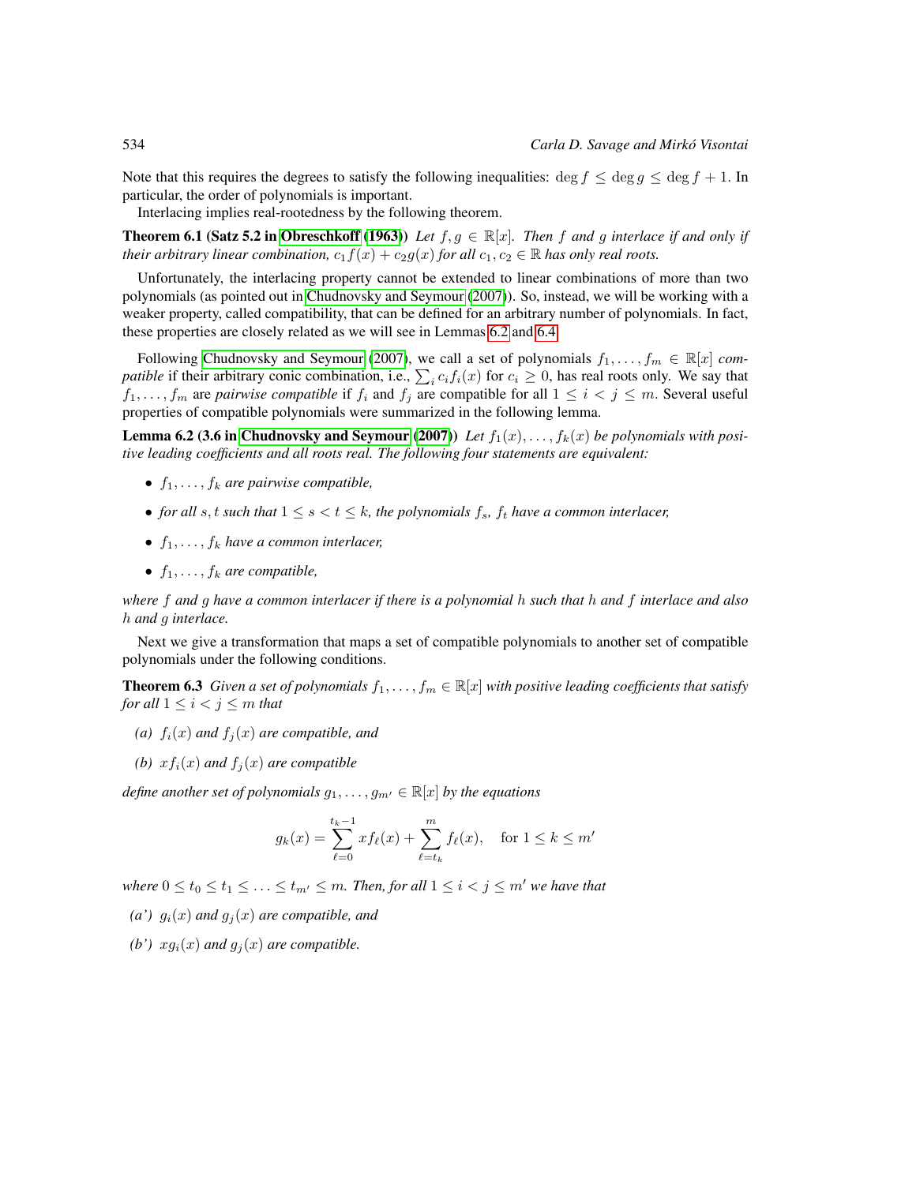Note that this requires the degrees to satisfy the following inequalities: $\deg f \leq \deg g \leq \deg f + 1$. In particular, the order of polynomials is important.

Interlacing implies real-rootedness by the following theorem.

**Theorem 6.1 (Satz 5.2 in Obreschkoff (1963))** *Let $f, g \in \mathbb{R}[x]$. Then $f$ and $g$ interlace if and only if their arbitrary linear combination, $c_1 f(x) + c_2 g(x)$ for all $c_1, c_2 \in \mathbb{R}$ has only real roots.*

Unfortunately, the interlacing property cannot be extended to linear combinations of more than two polynomials (as pointed out in Chudnovsky and Seymour (2007)). So, instead, we will be working with a weaker property, called compatibility, that can be defined for an arbitrary number of polynomials. In fact, these properties are closely related as we will see in Lemmas 6.2 and 6.4.

Following Chudnovsky and Seymour (2007), we call a set of polynomials $f_1, \ldots, f_m \in \mathbb{R}[x]$ *compatible* if their arbitrary conic combination, i.e., $\sum_i c_i f_i(x)$ for $c_i \geq 0$, has real roots only. We say that $f_1, \ldots, f_m$ are *pairwise compatible* if $f_i$ and $f_j$ are compatible for all $1 \leq i < j \leq m$. Several useful properties of compatible polynomials were summarized in the following lemma.

**Lemma 6.2 (3.6 in Chudnovsky and Seymour (2007))** *Let $f_1(x), \ldots, f_k(x)$ be polynomials with positive leading coefficients and all roots real. The following four statements are equivalent:*

- *$f_1, \ldots, f_k$ are pairwise compatible,*
- *for all $s, t$ such that $1 \leq s < t \leq k$, the polynomials $f_s$, $f_t$ have a common interlacer,*
- *$f_1, \ldots, f_k$ have a common interlacer,*
- *$f_1, \ldots, f_k$ are compatible,*

*where $f$ and $g$ have a common interlacer if there is a polynomial $h$ such that $h$ and $f$ interlace and also $h$ and $g$ interlace.*

Next we give a transformation that maps a set of compatible polynomials to another set of compatible polynomials under the following conditions.

**Theorem 6.3** *Given a set of polynomials $f_1, \ldots, f_m \in \mathbb{R}[x]$ with positive leading coefficients that satisfy for all $1 \leq i < j \leq m$ that*

*(a) $f_i(x)$ and $f_j(x)$ are compatible, and*

*(b) $xf_i(x)$ and $f_j(x)$ are compatible*

*define another set of polynomials $g_1, \ldots, g_{m'} \in \mathbb{R}[x]$ by the equations*

$$g_k(x) = \sum_{\ell=0}^{t_k - 1} x f_\ell(x) + \sum_{\ell=t_k}^{m} f_\ell(x), \quad \text{for } 1 \leq k \leq m'$$

*where $0 \leq t_0 \leq t_1 \leq \ldots \leq t_{m'} \leq m$. Then, for all $1 \leq i < j \leq m'$ we have that*

*(a') $g_i(x)$ and $g_j(x)$ are compatible, and*

*(b') $xg_i(x)$ and $g_j(x)$ are compatible.*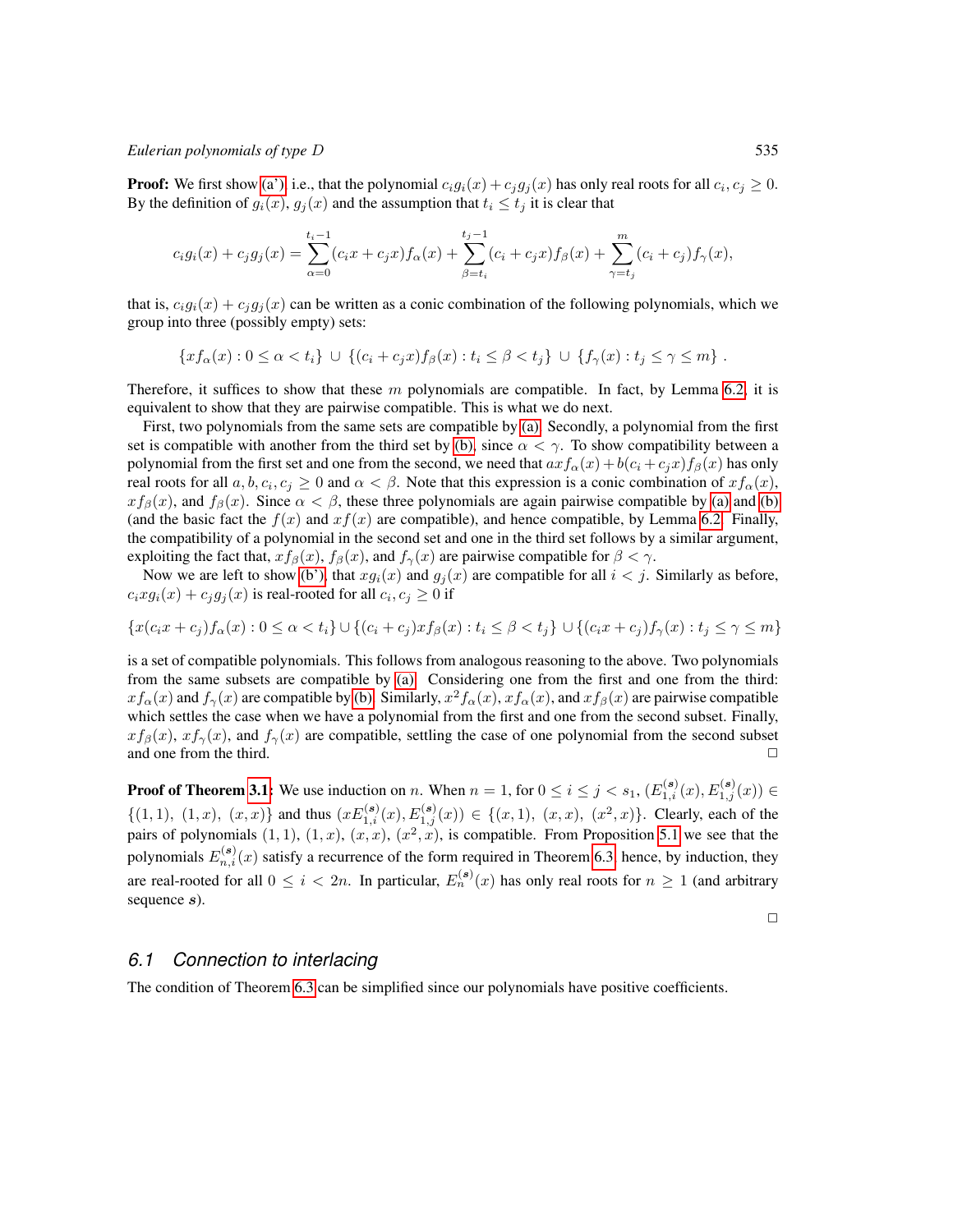**Proof:** We first show (a'), i.e., that the polynomial $c_i g_i(x) + c_j g_j(x)$ has only real roots for all $c_i, c_j \geq 0$. By the definition of $g_i(x)$, $g_j(x)$ and the assumption that $t_i \leq t_j$ it is clear that

$$c_i g_i(x) + c_j g_j(x) = \sum_{\alpha=0}^{t_i - 1} (c_i x + c_j x) f_\alpha(x) + \sum_{\beta=t_i}^{t_j - 1} (c_i + c_j x) f_\beta(x) + \sum_{\gamma=t_j}^{m} (c_i + c_j) f_\gamma(x),$$

that is, $c_i g_i(x) + c_j g_j(x)$ can be written as a conic combination of the following polynomials, which we group into three (possibly empty) sets:

$$\{x f_\alpha(x) : 0 \leq \alpha < t_i\} \,\cup\, \{(c_i + c_j x) f_\beta(x) : t_i \leq \beta < t_j\} \,\cup\, \{f_\gamma(x) : t_j \leq \gamma \leq m\}\ .$$

Therefore, it suffices to show that these $m$ polynomials are compatible. In fact, by Lemma 6.2, it is equivalent to show that they are pairwise compatible. This is what we do next.

First, two polynomials from the same sets are compatible by (a). Secondly, a polynomial from the first set is compatible with another from the third set by (b), since $\alpha < \gamma$. To show compatibility between a polynomial from the first set and one from the second, we need that $ax f_\alpha(x) + b(c_i + c_j x) f_\beta(x)$ has only real roots for all $a, b, c_i, c_j \geq 0$ and $\alpha < \beta$. Note that this expression is a conic combination of $x f_\alpha(x)$, $x f_\beta(x)$, and $f_\beta(x)$. Since $\alpha < \beta$, these three polynomials are again pairwise compatible by (a) and (b) (and the basic fact the $f(x)$ and $x f(x)$ are compatible), and hence compatible, by Lemma 6.2. Finally, the compatibility of a polynomial in the second set and one in the third set follows by a similar argument, exploiting the fact that, $x f_\beta(x)$, $f_\beta(x)$, and $f_\gamma(x)$ are pairwise compatible for $\beta < \gamma$.

Now we are left to show (b'), that $x g_i(x)$ and $g_j(x)$ are compatible for all $i < j$. Similarly as before, $c_i x g_i(x) + c_j g_j(x)$ is real-rooted for all $c_i, c_j \geq 0$ if

$$\{x(c_i x + c_j) f_\alpha(x) : 0 \leq \alpha < t_i\} \cup \{(c_i + c_j) x f_\beta(x) : t_i \leq \beta < t_j\} \cup \{(c_i x + c_j) f_\gamma(x) : t_j \leq \gamma \leq m\}$$

is a set of compatible polynomials. This follows from analogous reasoning to the above. Two polynomials from the same subsets are compatible by (a). Considering one from the first and one from the third: $x f_\alpha(x)$ and $f_\gamma(x)$ are compatible by (b). Similarly, $x^2 f_\alpha(x)$, $x f_\alpha(x)$, and $x f_\beta(x)$ are pairwise compatible which settles the case when we have a polynomial from the first and one from the second subset. Finally, $x f_\beta(x)$, $x f_\gamma(x)$, and $f_\gamma(x)$ are compatible, settling the case of one polynomial from the second subset and one from the third. □

**Proof of Theorem 3.1:** We use induction on $n$. When $n = 1$, for $0 \leq i \leq j < s_1$, $(E_{1,i}^{(\boldsymbol{s})}(x), E_{1,j}^{(\boldsymbol{s})}(x)) \in \{(1,1),\ (1,x),\ (x,x)\}$ and thus $(x E_{1,i}^{(\boldsymbol{s})}(x), E_{1,j}^{(\boldsymbol{s})}(x)) \in \{(x,1),\ (x,x),\ (x^2,x)\}$. Clearly, each of the pairs of polynomials $(1,1)$, $(1,x)$, $(x,x)$, $(x^2,x)$, is compatible. From Proposition 5.1 we see that the polynomials $E_{n,i}^{(\boldsymbol{s})}(x)$ satisfy a recurrence of the form required in Theorem 6.3, hence, by induction, they are real-rooted for all $0 \leq i < 2n$. In particular, $E_n^{(\boldsymbol{s})}(x)$ has only real roots for $n \geq 1$ (and arbitrary sequence $\boldsymbol{s}$).

□

## 6.1 Connection to interlacing

The condition of Theorem 6.3 can be simplified since our polynomials have positive coefficients.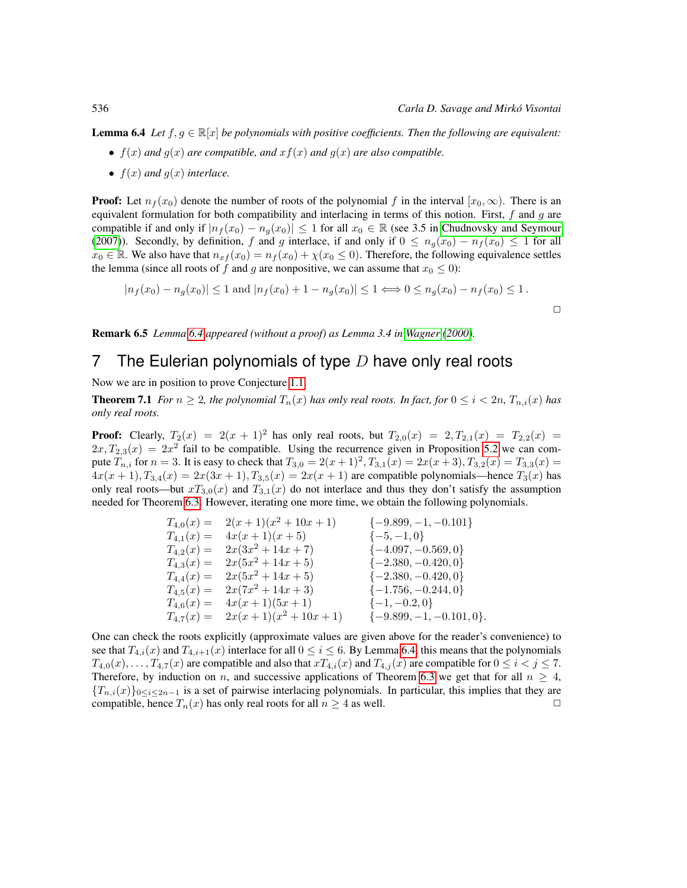**Lemma 6.4** *Let $f, g \in \mathbb{R}[x]$ be polynomials with positive coefficients. Then the following are equivalent:*

- *$f(x)$ and $g(x)$ are compatible, and $xf(x)$ and $g(x)$ are also compatible.*
- *$f(x)$ and $g(x)$ interlace.*

**Proof:** Let $n_f(x_0)$ denote the number of roots of the polynomial $f$ in the interval $[x_0, \infty)$. There is an equivalent formulation for both compatibility and interlacing in terms of this notion. First, $f$ and $g$ are compatible if and only if $|n_f(x_0) - n_g(x_0)| \leq 1$ for all $x_0 \in \mathbb{R}$ (see 3.5 in Chudnovsky and Seymour (2007)). Secondly, by definition, $f$ and $g$ interlace, if and only if $0 \leq n_g(x_0) - n_f(x_0) \leq 1$ for all $x_0 \in \mathbb{R}$. We also have that $n_{xf}(x_0) = n_f(x_0) + \chi(x_0 \leq 0)$. Therefore, the following equivalence settles the lemma (since all roots of $f$ and $g$ are nonpositive, we can assume that $x_0 \leq 0$):

$$|n_f(x_0) - n_g(x_0)| \leq 1 \text{ and } |n_f(x_0) + 1 - n_g(x_0)| \leq 1 \iff 0 \leq n_g(x_0) - n_f(x_0) \leq 1\,.$$

□

**Remark 6.5** *Lemma 6.4 appeared (without a proof) as Lemma 3.4 in Wagner (2000).*

# 7 The Eulerian polynomials of type $D$ have only real roots

Now we are in position to prove Conjecture 1.1.

**Theorem 7.1** *For $n \geq 2$, the polynomial $T_n(x)$ has only real roots. In fact, for $0 \leq i < 2n$, $T_{n,i}(x)$ has only real roots.*

**Proof:** Clearly, $T_2(x) = 2(x+1)^2$ has only real roots, but $T_{2,0}(x) = 2, T_{2,1}(x) = T_{2,2}(x) = 2x, T_{2,3}(x) = 2x^2$ fail to be compatible. Using the recurrence given in Proposition 5.2 we can compute $T_{n,i}$ for $n = 3$. It is easy to check that $T_{3,0} = 2(x+1)^2, T_{3,1}(x) = 2x(x+3), T_{3,2}(x) = T_{3,3}(x) = 4x(x+1), T_{3,4}(x) = 2x(3x+1), T_{3,5}(x) = 2x(x+1)$ are compatible polynomials—hence $T_3(x)$ has only real roots—but $xT_{3,0}(x)$ and $T_{3,1}(x)$ do not interlace and thus they don't satisfy the assumption needed for Theorem 6.3. However, iterating one more time, we obtain the following polynomials.

$$
\begin{array}{lll}
T_{4,0}(x) = & 2(x+1)(x^2+10x+1) & \{-9.899, -1, -0.101\} \\
T_{4,1}(x) = & 4x(x+1)(x+5) & \{-5, -1, 0\} \\
T_{4,2}(x) = & 2x(3x^2+14x+7) & \{-4.097, -0.569, 0\} \\
T_{4,3}(x) = & 2x(5x^2+14x+5) & \{-2.380, -0.420, 0\} \\
T_{4,4}(x) = & 2x(5x^2+14x+5) & \{-2.380, -0.420, 0\} \\
T_{4,5}(x) = & 2x(7x^2+14x+3) & \{-1.756, -0.244, 0\} \\
T_{4,6}(x) = & 4x(x+1)(5x+1) & \{-1, -0.2, 0\} \\
T_{4,7}(x) = & 2x(x+1)(x^2+10x+1) & \{-9.899, -1, -0.101, 0\}.
\end{array}
$$

One can check the roots explicitly (approximate values are given above for the reader's convenience) to see that $T_{4,i}(x)$ and $T_{4,i+1}(x)$ interlace for all $0 \leq i \leq 6$. By Lemma 6.4, this means that the polynomials $T_{4,0}(x), \ldots, T_{4,7}(x)$ are compatible and also that $xT_{4,i}(x)$ and $T_{4,j}(x)$ are compatible for $0 \leq i < j \leq 7$. Therefore, by induction on $n$, and successive applications of Theorem 6.3 we get that for all $n \geq 4$, $\{T_{n,i}(x)\}_{0 \leq i \leq 2n-1}$ is a set of pairwise interlacing polynomials. In particular, this implies that they are compatible, hence $T_n(x)$ has only real roots for all $n \geq 4$ as well. □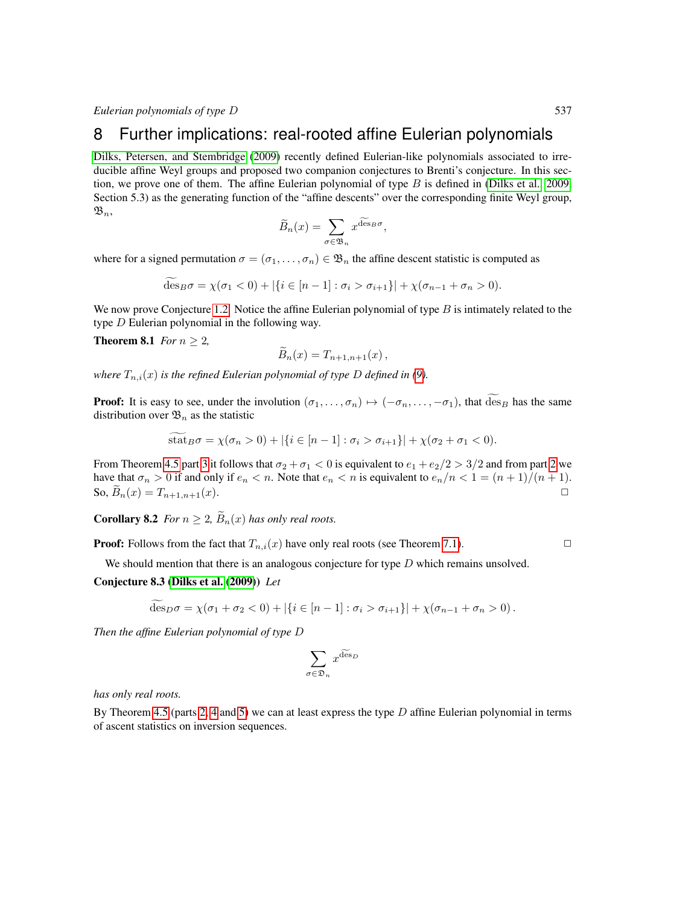## 8 Further implications: real-rooted affine Eulerian polynomials

Dilks, Petersen, and Stembridge (2009) recently defined Eulerian-like polynomials associated to irreducible affine Weyl groups and proposed two companion conjectures to Brenti's conjecture. In this section, we prove one of them. The affine Eulerian polynomial of type $B$ is defined in (Dilks et al. 2009, Section 5.3) as the generating function of the "affine descents" over the corresponding finite Weyl group, $\mathfrak{B}_n$,

$$\widetilde{B}_n(x) = \sum_{\sigma \in \mathfrak{B}_n} x^{\widetilde{\operatorname{des}}_B \sigma},$$

where for a signed permutation $\sigma = (\sigma_1, \dots, \sigma_n) \in \mathfrak{B}_n$ the affine descent statistic is computed as

$$\widetilde{\operatorname{des}}_B \sigma = \chi(\sigma_1 < 0) + |\{i \in [n-1] : \sigma_i > \sigma_{i+1}\}| + \chi(\sigma_{n-1} + \sigma_n > 0).$$

We now prove Conjecture 1.2. Notice the affine Eulerian polynomial of type $B$ is intimately related to the type $D$ Eulerian polynomial in the following way.

**Theorem 8.1** *For $n \geq 2$,*

$$\widetilde{B}_n(x) = T_{n+1,n+1}(x)\,,$$

*where $T_{n,i}(x)$ is the refined Eulerian polynomial of type $D$ defined in (9).*

**Proof:** It is easy to see, under the involution $(\sigma_1, \dots, \sigma_n) \mapsto (-\sigma_n, \dots, -\sigma_1)$, that $\widetilde{\operatorname{des}}_B$ has the same distribution over $\mathfrak{B}_n$ as the statistic

$$\widetilde{\operatorname{stat}}_B \sigma = \chi(\sigma_n > 0) + |\{i \in [n-1] : \sigma_i > \sigma_{i+1}\}| + \chi(\sigma_2 + \sigma_1 < 0).$$

From Theorem 4.5 part 3 it follows that $\sigma_2 + \sigma_1 < 0$ is equivalent to $e_1 + e_2/2 > 3/2$ and from part 2 we have that $\sigma_n > 0$ if and only if $e_n < n$. Note that $e_n < n$ is equivalent to $e_n/n < 1 = (n+1)/(n+1)$. So, $\widetilde{B}_n(x) = T_{n+1,n+1}(x)$. □

**Corollary 8.2** *For $n \geq 2$, $\widetilde{B}_n(x)$ has only real roots.*

**Proof:** Follows from the fact that $T_{n,i}(x)$ have only real roots (see Theorem 7.1). □

We should mention that there is an analogous conjecture for type $D$ which remains unsolved.

**Conjecture 8.3 (Dilks et al. (2009))** *Let*

$$\widetilde{\operatorname{des}}_D \sigma = \chi(\sigma_1 + \sigma_2 < 0) + |\{i \in [n-1] : \sigma_i > \sigma_{i+1}\}| + \chi(\sigma_{n-1} + \sigma_n > 0)\,.$$

*Then the affine Eulerian polynomial of type $D$*

$$\sum_{\sigma \in \mathfrak{D}_n} x^{\widetilde{\operatorname{des}}_D}$$

*has only real roots.*

By Theorem 4.5 (parts 2, 4 and 5) we can at least express the type $D$ affine Eulerian polynomial in terms of ascent statistics on inversion sequences.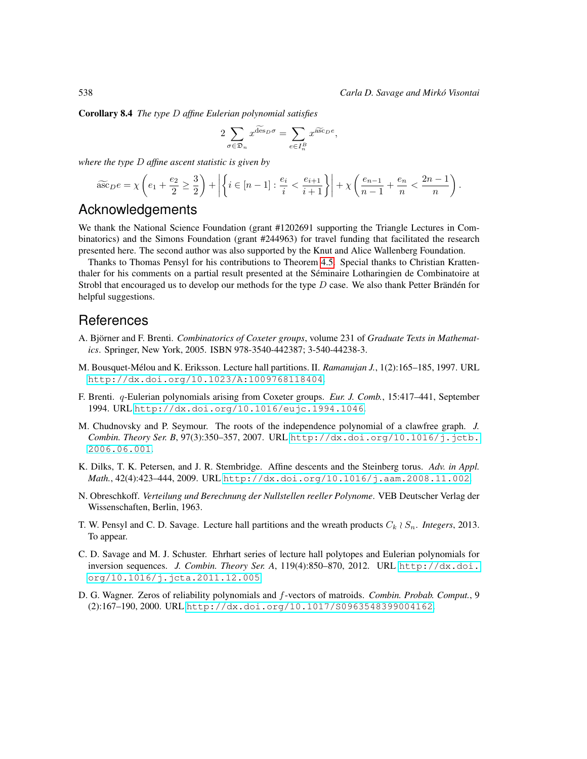**Corollary 8.4** *The type $D$ affine Eulerian polynomial satisfies*

$$2\sum_{\sigma\in\mathfrak{D}_n} x^{\widetilde{\mathrm{des}}_D\sigma} = \sum_{e\in I_n^B} x^{\widetilde{\mathrm{asc}}_D e},$$

*where the type $D$ affine ascent statistic is given by*

$$\widetilde{\mathrm{asc}}_D e = \chi\left(e_1 + \frac{e_2}{2} \geq \frac{3}{2}\right) + \left|\left\{i\in[n-1] : \frac{e_i}{i} < \frac{e_{i+1}}{i+1}\right\}\right| + \chi\left(\frac{e_{n-1}}{n-1} + \frac{e_n}{n} < \frac{2n-1}{n}\right).$$

## Acknowledgements

We thank the National Science Foundation (grant #1202691 supporting the Triangle Lectures in Combinatorics) and the Simons Foundation (grant #244963) for travel funding that facilitated the research presented here. The second author was also supported by the Knut and Alice Wallenberg Foundation.

Thanks to Thomas Pensyl for his contributions to Theorem 4.5. Special thanks to Christian Krattenthaler for his comments on a partial result presented at the Séminaire Lotharingien de Combinatoire at Strobl that encouraged us to develop our methods for the type $D$ case. We also thank Petter Brändén for helpful suggestions.

## References

A. Björner and F. Brenti. *Combinatorics of Coxeter groups*, volume 231 of *Graduate Texts in Mathematics*. Springer, New York, 2005. ISBN 978-3540-442387; 3-540-44238-3.

M. Bousquet-Mélou and K. Eriksson. Lecture hall partitions. II. *Ramanujan J.*, 1(2):165–185, 1997. URL http://dx.doi.org/10.1023/A:1009768118404.

F. Brenti. $q$-Eulerian polynomials arising from Coxeter groups. *Eur. J. Comb.*, 15:417–441, September 1994. URL http://dx.doi.org/10.1016/eujc.1994.1046.

M. Chudnovsky and P. Seymour. The roots of the independence polynomial of a clawfree graph. *J. Combin. Theory Ser. B*, 97(3):350–357, 2007. URL http://dx.doi.org/10.1016/j.jctb.2006.06.001.

K. Dilks, T. K. Petersen, and J. R. Stembridge. Affine descents and the Steinberg torus. *Adv. in Appl. Math.*, 42(4):423–444, 2009. URL http://dx.doi.org/10.1016/j.aam.2008.11.002.

N. Obreschkoff. *Verteilung und Berechnung der Nullstellen reeller Polynome*. VEB Deutscher Verlag der Wissenschaften, Berlin, 1963.

T. W. Pensyl and C. D. Savage. Lecture hall partitions and the wreath products $C_k \wr S_n$. *Integers*, 2013. To appear.

C. D. Savage and M. J. Schuster. Ehrhart series of lecture hall polytopes and Eulerian polynomials for inversion sequences. *J. Combin. Theory Ser. A*, 119(4):850–870, 2012. URL http://dx.doi.org/10.1016/j.jcta.2011.12.005.

D. G. Wagner. Zeros of reliability polynomials and $f$-vectors of matroids. *Combin. Probab. Comput.*, 9 (2):167–190, 2000. URL http://dx.doi.org/10.1017/S0963548399004162.